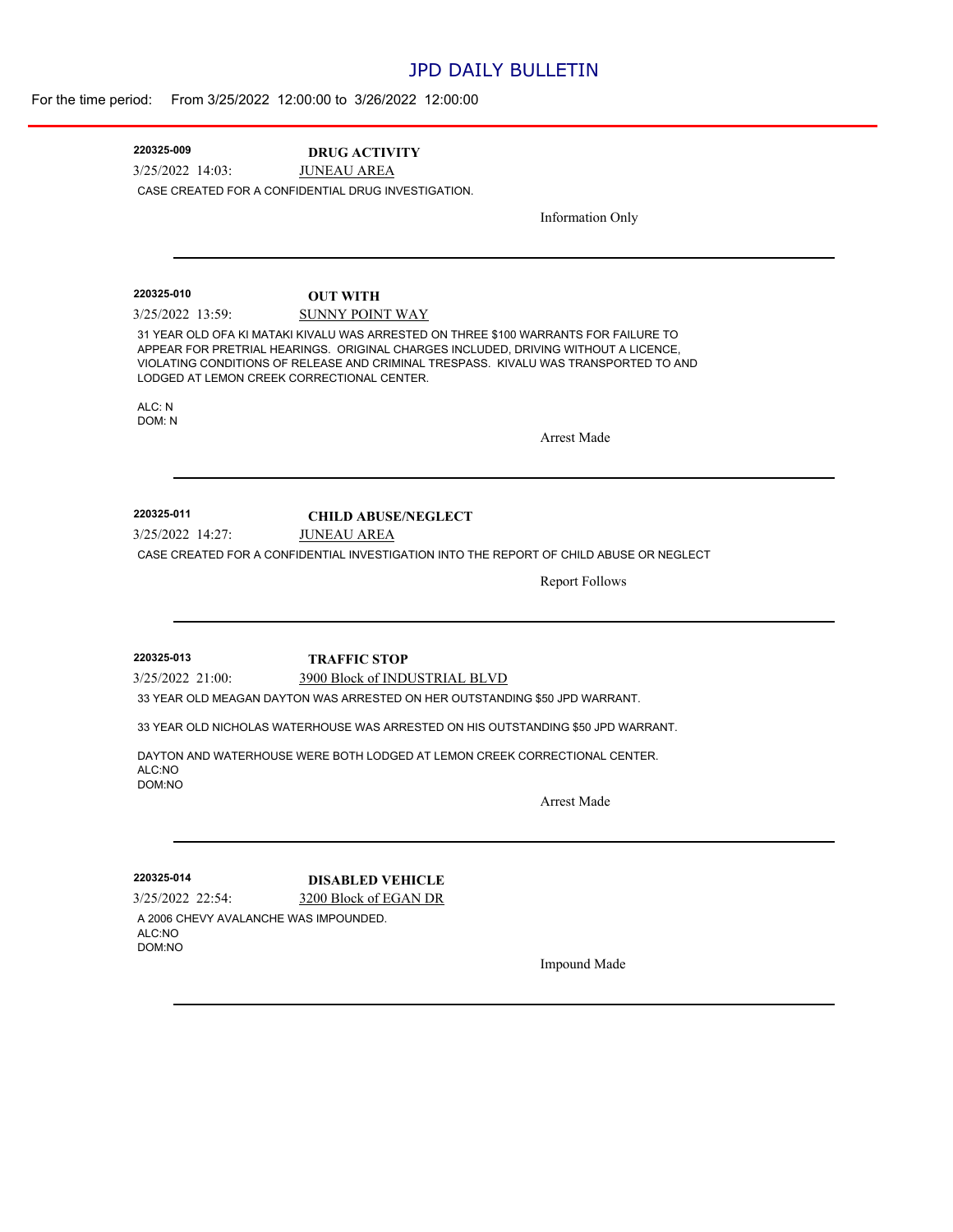# JPD DAILY BULLETIN

For the time period: From 3/25/2022 12:00:00 to 3/26/2022 12:00:00

---

**220325-009** **DRUG ACTIVITY**

3/25/2022 14:03: JUNEAU AREA

CASE CREATED FOR A CONFIDENTIAL DRUG INVESTIGATION.

Information Only

---

**220325-010** **OUT WITH**

3/25/2022 13:59: SUNNY POINT WAY

31 YEAR OLD OFA KI MATAKI KIVALU WAS ARRESTED ON THREE $100 WARRANTS FOR FAILURE TO APPEAR FOR PRETRIAL HEARINGS. ORIGINAL CHARGES INCLUDED, DRIVING WITHOUT A LICENCE, VIOLATING CONDITIONS OF RELEASE AND CRIMINAL TRESPASS. KIVALU WAS TRANSPORTED TO AND LODGED AT LEMON CREEK CORRECTIONAL CENTER.

ALC: N
DOM: N

Arrest Made

---

**220325-011** **CHILD ABUSE/NEGLECT**

3/25/2022 14:27: JUNEAU AREA

CASE CREATED FOR A CONFIDENTIAL INVESTIGATION INTO THE REPORT OF CHILD ABUSE OR NEGLECT

Report Follows

---

**220325-013** **TRAFFIC STOP**

3/25/2022 21:00: 3900 Block of INDUSTRIAL BLVD

33 YEAR OLD MEAGAN DAYTON WAS ARRESTED ON HER OUTSTANDING $50 JPD WARRANT.

33 YEAR OLD NICHOLAS WATERHOUSE WAS ARRESTED ON HIS OUTSTANDING $50 JPD WARRANT.

DAYTON AND WATERHOUSE WERE BOTH LODGED AT LEMON CREEK CORRECTIONAL CENTER.
ALC:NO
DOM:NO

Arrest Made

---

**220325-014** **DISABLED VEHICLE**

3/25/2022 22:54: 3200 Block of EGAN DR

A 2006 CHEVY AVALANCHE WAS IMPOUNDED.
ALC:NO
DOM:NO

Impound Made

---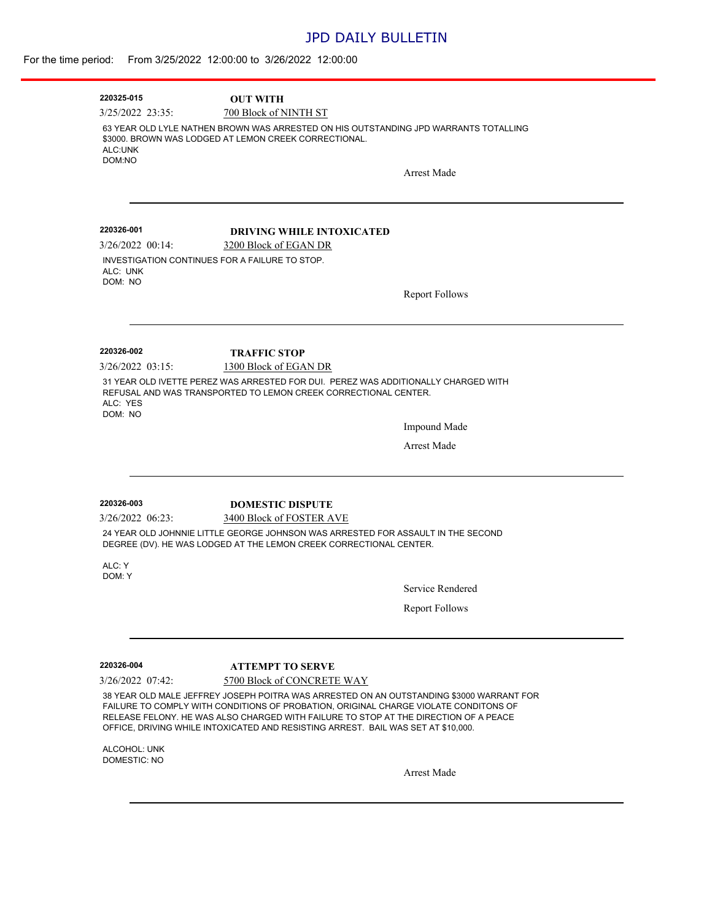# JPD DAILY BULLETIN

For the time period: From 3/25/2022 12:00:00 to 3/26/2022 12:00:00

---

**220325-015** **OUT WITH**

3/25/2022 23:35: 700 Block of NINTH ST

63 YEAR OLD LYLE NATHEN BROWN WAS ARRESTED ON HIS OUTSTANDING JPD WARRANTS TOTALLING $3000. BROWN WAS LODGED AT LEMON CREEK CORRECTIONAL.
ALC:UNK
DOM:NO

Arrest Made

---

**220326-001** **DRIVING WHILE INTOXICATED**

3/26/2022 00:14: 3200 Block of EGAN DR

INVESTIGATION CONTINUES FOR A FAILURE TO STOP.
ALC: UNK
DOM: NO

Report Follows

---

**220326-002** **TRAFFIC STOP**

3/26/2022 03:15: 1300 Block of EGAN DR

31 YEAR OLD IVETTE PEREZ WAS ARRESTED FOR DUI. PEREZ WAS ADDITIONALLY CHARGED WITH REFUSAL AND WAS TRANSPORTED TO LEMON CREEK CORRECTIONAL CENTER.
ALC: YES
DOM: NO

Impound Made

Arrest Made

---

**220326-003** **DOMESTIC DISPUTE**

3/26/2022 06:23: 3400 Block of FOSTER AVE

24 YEAR OLD JOHNNIE LITTLE GEORGE JOHNSON WAS ARRESTED FOR ASSAULT IN THE SECOND DEGREE (DV). HE WAS LODGED AT THE LEMON CREEK CORRECTIONAL CENTER.

ALC: Y
DOM: Y

Service Rendered

Report Follows

---

**220326-004** **ATTEMPT TO SERVE**

3/26/2022 07:42: 5700 Block of CONCRETE WAY

38 YEAR OLD MALE JEFFREY JOSEPH POITRA WAS ARRESTED ON AN OUTSTANDING $3000 WARRANT FOR FAILURE TO COMPLY WITH CONDITIONS OF PROBATION, ORIGINAL CHARGE VIOLATE CONDITONS OF RELEASE FELONY. HE WAS ALSO CHARGED WITH FAILURE TO STOP AT THE DIRECTION OF A PEACE OFFICE, DRIVING WHILE INTOXICATED AND RESISTING ARREST. BAIL WAS SET AT $10,000.

ALCOHOL: UNK
DOMESTIC: NO

Arrest Made

---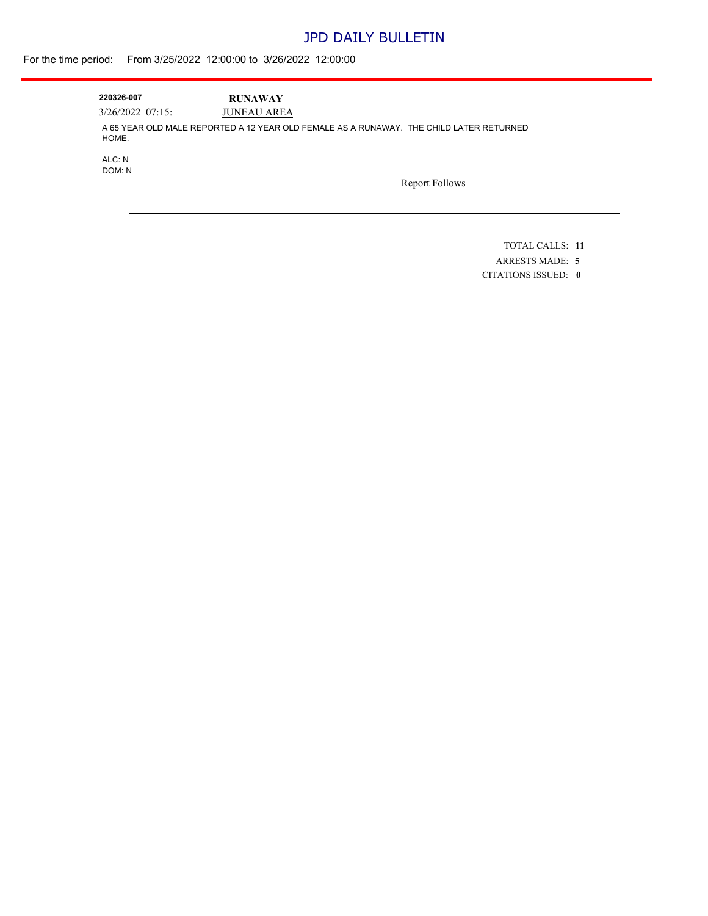# JPD DAILY BULLETIN

For the time period: From 3/25/2022 12:00:00 to 3/26/2022 12:00:00

---

**220326-007** **RUNAWAY**

3/26/2022 07:15: JUNEAU AREA

A 65 YEAR OLD MALE REPORTED A 12 YEAR OLD FEMALE AS A RUNAWAY. THE CHILD LATER RETURNED HOME.

ALC: N
DOM: N

Report Follows

---

TOTAL CALLS: **11**

ARRESTS MADE: **5**

CITATIONS ISSUED: **0**